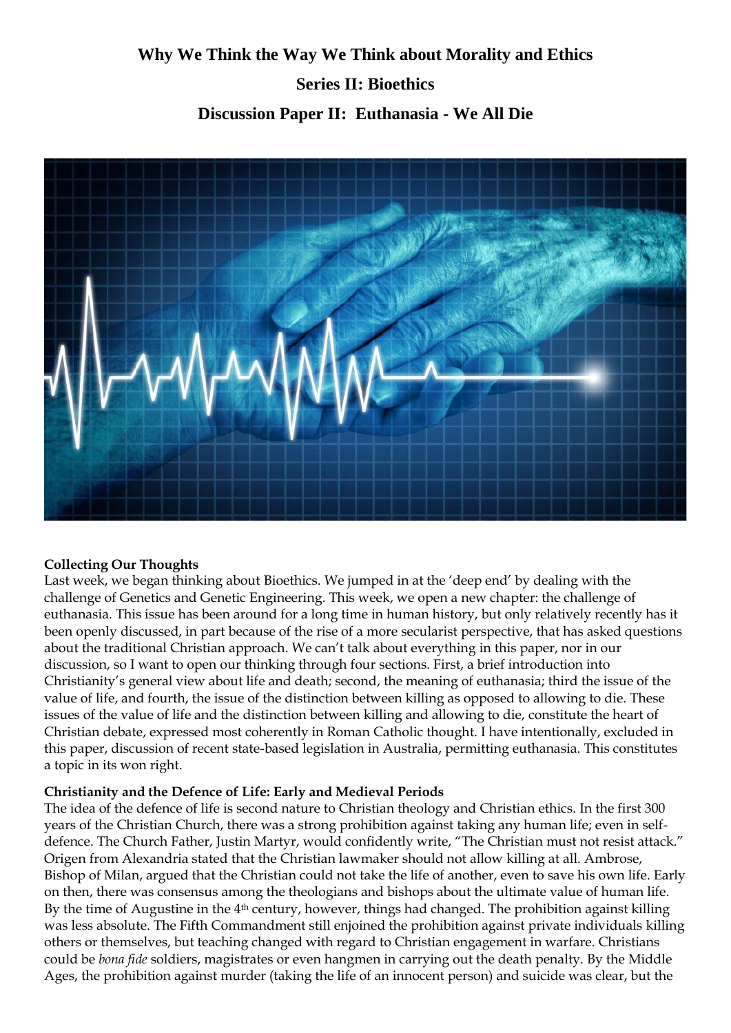# Why We Think the Way We Think about Morality and Ethics

## Series II: Bioethics

## Discussion Paper II: Euthanasia - We All Die

**Collecting Our Thoughts**

Last week, we began thinking about Bioethics. We jumped in at the 'deep end' by dealing with the challenge of Genetics and Genetic Engineering. This week, we open a new chapter: the challenge of euthanasia. This issue has been around for a long time in human history, but only relatively recently has it been openly discussed, in part because of the rise of a more secularist perspective, that has asked questions about the traditional Christian approach. We can't talk about everything in this paper, nor in our discussion, so I want to open our thinking through four sections. First, a brief introduction into Christianity's general view about life and death; second, the meaning of euthanasia; third the issue of the value of life, and fourth, the issue of the distinction between killing as opposed to allowing to die. These issues of the value of life and the distinction between killing and allowing to die, constitute the heart of Christian debate, expressed most coherently in Roman Catholic thought. I have intentionally, excluded in this paper, discussion of recent state-based legislation in Australia, permitting euthanasia. This constitutes a topic in its won right.

**Christianity and the Defence of Life: Early and Medieval Periods**

The idea of the defence of life is second nature to Christian theology and Christian ethics. In the first 300 years of the Christian Church, there was a strong prohibition against taking any human life; even in self-defence. The Church Father, Justin Martyr, would confidently write, "The Christian must not resist attack." Origen from Alexandria stated that the Christian lawmaker should not allow killing at all. Ambrose, Bishop of Milan, argued that the Christian could not take the life of another, even to save his own life. Early on then, there was consensus among the theologians and bishops about the ultimate value of human life. By the time of Augustine in the 4th century, however, things had changed. The prohibition against killing was less absolute. The Fifth Commandment still enjoined the prohibition against private individuals killing others or themselves, but teaching changed with regard to Christian engagement in warfare. Christians could be *bona fide* soldiers, magistrates or even hangmen in carrying out the death penalty. By the Middle Ages, the prohibition against murder (taking the life of an innocent person) and suicide was clear, but the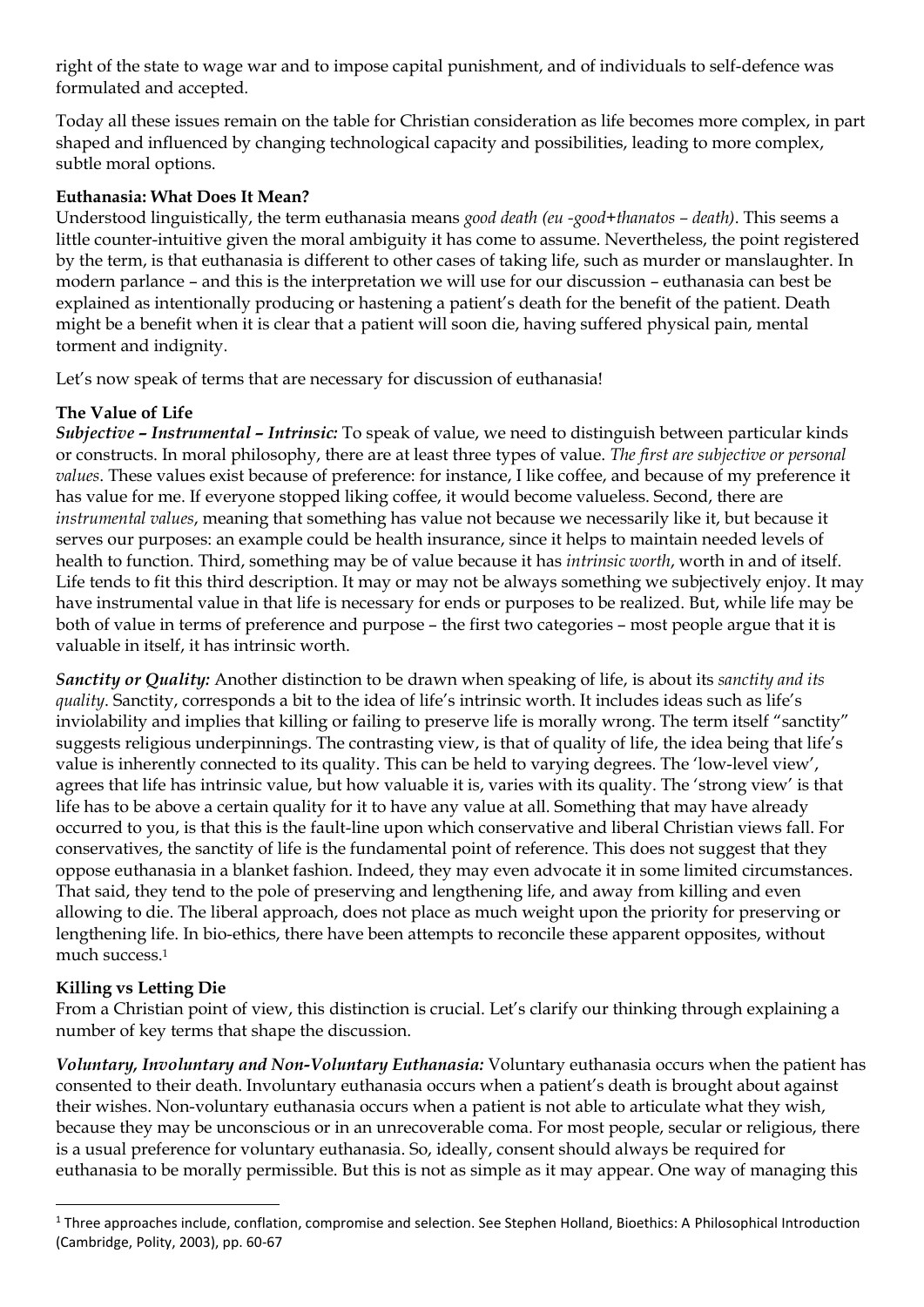right of the state to wage war and to impose capital punishment, and of individuals to self-defence was formulated and accepted.

Today all these issues remain on the table for Christian consideration as life becomes more complex, in part shaped and influenced by changing technological capacity and possibilities, leading to more complex, subtle moral options.

**Euthanasia: What Does It Mean?**

Understood linguistically, the term euthanasia means *good death (eu -good+thanatos – death)*. This seems a little counter-intuitive given the moral ambiguity it has come to assume. Nevertheless, the point registered by the term, is that euthanasia is different to other cases of taking life, such as murder or manslaughter. In modern parlance – and this is the interpretation we will use for our discussion – euthanasia can best be explained as intentionally producing or hastening a patient's death for the benefit of the patient. Death might be a benefit when it is clear that a patient will soon die, having suffered physical pain, mental torment and indignity.

Let's now speak of terms that are necessary for discussion of euthanasia!

**The Value of Life**

***Subjective – Instrumental – Intrinsic:*** To speak of value, we need to distinguish between particular kinds or constructs. In moral philosophy, there are at least three types of value. *The first are subjective or personal values*. These values exist because of preference: for instance, I like coffee, and because of my preference it has value for me. If everyone stopped liking coffee, it would become valueless. Second, there are *instrumental values*, meaning that something has value not because we necessarily like it, but because it serves our purposes: an example could be health insurance, since it helps to maintain needed levels of health to function. Third, something may be of value because it has *intrinsic worth*, worth in and of itself. Life tends to fit this third description. It may or may not be always something we subjectively enjoy. It may have instrumental value in that life is necessary for ends or purposes to be realized. But, while life may be both of value in terms of preference and purpose – the first two categories – most people argue that it is valuable in itself, it has intrinsic worth.

***Sanctity or Quality:*** Another distinction to be drawn when speaking of life, is about its *sanctity and its quality*. Sanctity, corresponds a bit to the idea of life's intrinsic worth. It includes ideas such as life's inviolability and implies that killing or failing to preserve life is morally wrong. The term itself "sanctity" suggests religious underpinnings. The contrasting view, is that of quality of life, the idea being that life's value is inherently connected to its quality. This can be held to varying degrees. The 'low-level view', agrees that life has intrinsic value, but how valuable it is, varies with its quality. The 'strong view' is that life has to be above a certain quality for it to have any value at all. Something that may have already occurred to you, is that this is the fault-line upon which conservative and liberal Christian views fall. For conservatives, the sanctity of life is the fundamental point of reference. This does not suggest that they oppose euthanasia in a blanket fashion. Indeed, they may even advocate it in some limited circumstances. That said, they tend to the pole of preserving and lengthening life, and away from killing and even allowing to die. The liberal approach, does not place as much weight upon the priority for preserving or lengthening life. In bio-ethics, there have been attempts to reconcile these apparent opposites, without much success.[1]

**Killing vs Letting Die**

From a Christian point of view, this distinction is crucial. Let's clarify our thinking through explaining a number of key terms that shape the discussion.

***Voluntary, Involuntary and Non-Voluntary Euthanasia:*** Voluntary euthanasia occurs when the patient has consented to their death. Involuntary euthanasia occurs when a patient's death is brought about against their wishes. Non-voluntary euthanasia occurs when a patient is not able to articulate what they wish, because they may be unconscious or in an unrecoverable coma. For most people, secular or religious, there is a usual preference for voluntary euthanasia. So, ideally, consent should always be required for euthanasia to be morally permissible. But this is not as simple as it may appear. One way of managing this

[1] Three approaches include, conflation, compromise and selection. See Stephen Holland, Bioethics: A Philosophical Introduction (Cambridge, Polity, 2003), pp. 60-67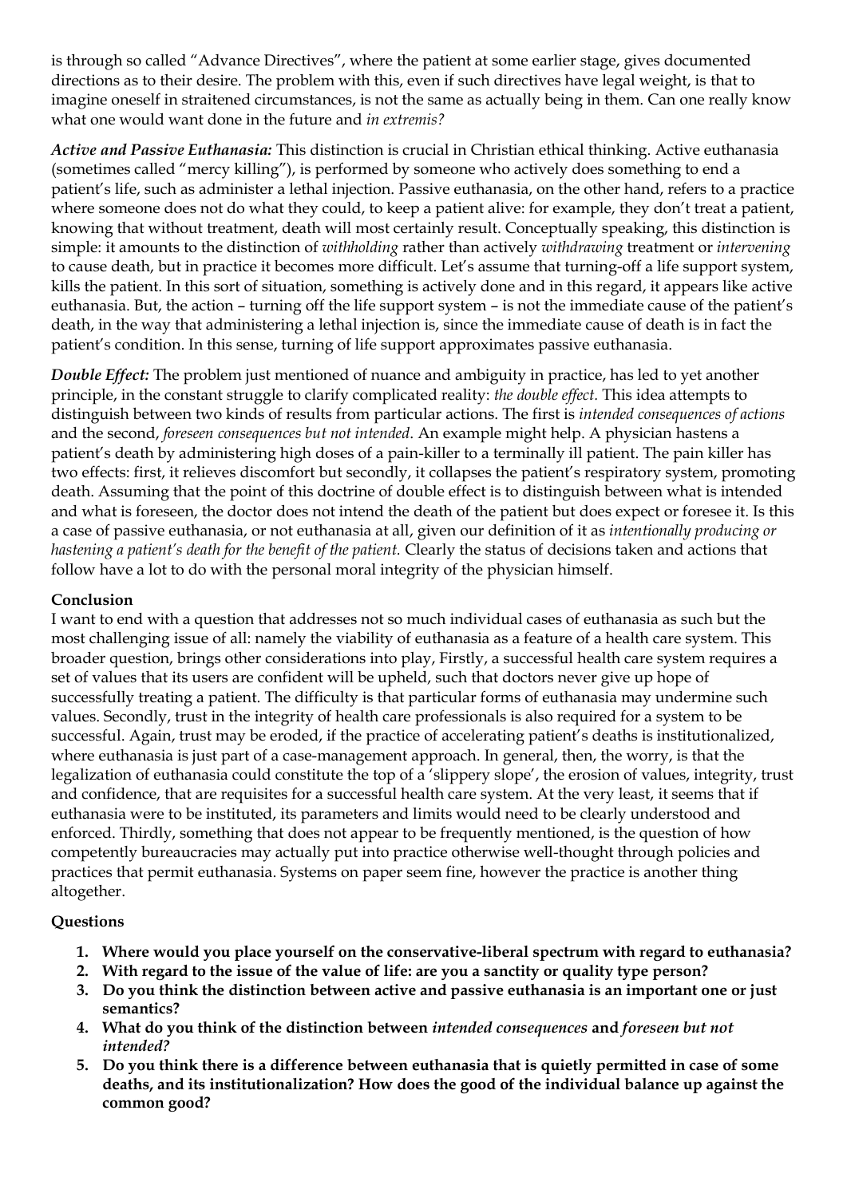is through so called "Advance Directives", where the patient at some earlier stage, gives documented directions as to their desire. The problem with this, even if such directives have legal weight, is that to imagine oneself in straitened circumstances, is not the same as actually being in them. Can one really know what one would want done in the future and *in extremis?*

***Active and Passive Euthanasia:*** This distinction is crucial in Christian ethical thinking. Active euthanasia (sometimes called "mercy killing"), is performed by someone who actively does something to end a patient's life, such as administer a lethal injection. Passive euthanasia, on the other hand, refers to a practice where someone does not do what they could, to keep a patient alive: for example, they don't treat a patient, knowing that without treatment, death will most certainly result. Conceptually speaking, this distinction is simple: it amounts to the distinction of *withholding* rather than actively *withdrawing* treatment or *intervening* to cause death, but in practice it becomes more difficult. Let's assume that turning-off a life support system, kills the patient. In this sort of situation, something is actively done and in this regard, it appears like active euthanasia. But, the action – turning off the life support system – is not the immediate cause of the patient's death, in the way that administering a lethal injection is, since the immediate cause of death is in fact the patient's condition. In this sense, turning of life support approximates passive euthanasia.

***Double Effect:*** The problem just mentioned of nuance and ambiguity in practice, has led to yet another principle, in the constant struggle to clarify complicated reality: *the double effect.* This idea attempts to distinguish between two kinds of results from particular actions. The first is *intended consequences of actions* and the second, *foreseen consequences but not intended*. An example might help. A physician hastens a patient's death by administering high doses of a pain-killer to a terminally ill patient. The pain killer has two effects: first, it relieves discomfort but secondly, it collapses the patient's respiratory system, promoting death. Assuming that the point of this doctrine of double effect is to distinguish between what is intended and what is foreseen, the doctor does not intend the death of the patient but does expect or foresee it. Is this a case of passive euthanasia, or not euthanasia at all, given our definition of it as *intentionally producing or hastening a patient's death for the benefit of the patient.* Clearly the status of decisions taken and actions that follow have a lot to do with the personal moral integrity of the physician himself.

**Conclusion**

I want to end with a question that addresses not so much individual cases of euthanasia as such but the most challenging issue of all: namely the viability of euthanasia as a feature of a health care system. This broader question, brings other considerations into play, Firstly, a successful health care system requires a set of values that its users are confident will be upheld, such that doctors never give up hope of successfully treating a patient. The difficulty is that particular forms of euthanasia may undermine such values. Secondly, trust in the integrity of health care professionals is also required for a system to be successful. Again, trust may be eroded, if the practice of accelerating patient's deaths is institutionalized, where euthanasia is just part of a case-management approach. In general, then, the worry, is that the legalization of euthanasia could constitute the top of a 'slippery slope', the erosion of values, integrity, trust and confidence, that are requisites for a successful health care system. At the very least, it seems that if euthanasia were to be instituted, its parameters and limits would need to be clearly understood and enforced. Thirdly, something that does not appear to be frequently mentioned, is the question of how competently bureaucracies may actually put into practice otherwise well-thought through policies and practices that permit euthanasia. Systems on paper seem fine, however the practice is another thing altogether.

**Questions**

1. **Where would you place yourself on the conservative-liberal spectrum with regard to euthanasia?**
2. **With regard to the issue of the value of life: are you a sanctity or quality type person?**
3. **Do you think the distinction between active and passive euthanasia is an important one or just semantics?**
4. **What do you think of the distinction between *intended consequences* and *foreseen but not intended?***
5. **Do you think there is a difference between euthanasia that is quietly permitted in case of some deaths, and its institutionalization? How does the good of the individual balance up against the common good?**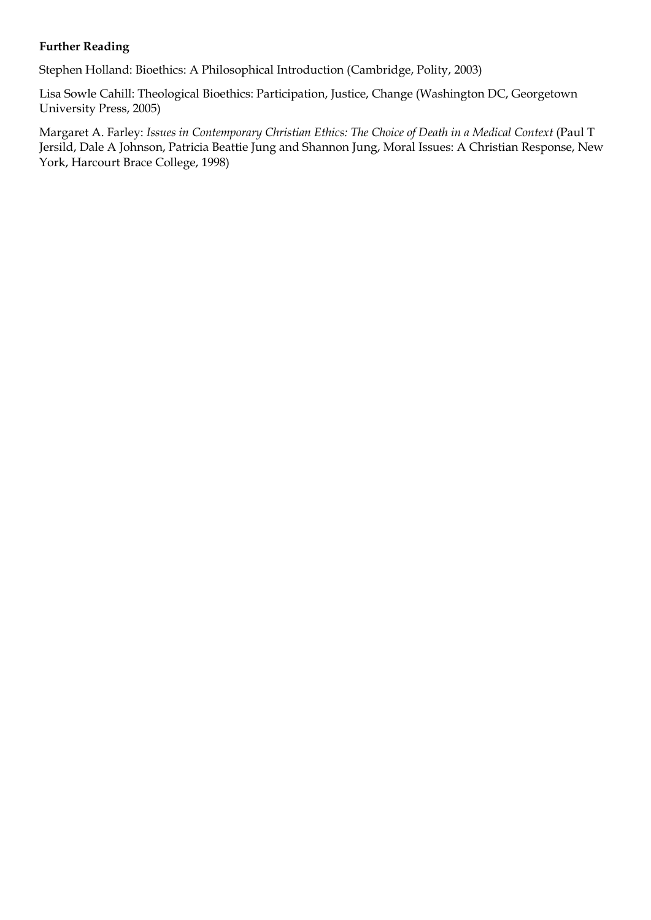**Further Reading**

Stephen Holland: Bioethics: A Philosophical Introduction (Cambridge, Polity, 2003)

Lisa Sowle Cahill: Theological Bioethics: Participation, Justice, Change (Washington DC, Georgetown University Press, 2005)

Margaret A. Farley: *Issues in Contemporary Christian Ethics: The Choice of Death in a Medical Context* (Paul T Jersild, Dale A Johnson, Patricia Beattie Jung and Shannon Jung, Moral Issues: A Christian Response, New York, Harcourt Brace College, 1998)